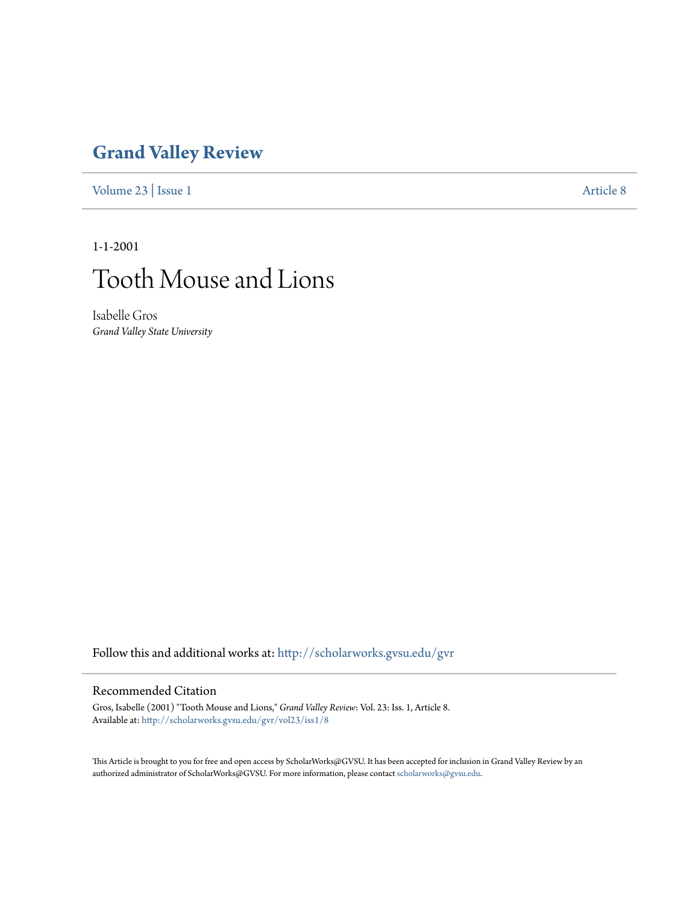# Grand Valley Review

Volume 23 | Issue 1 Article 8

1-1-2001

# Tooth Mouse and Lions

Isabelle Gros
*Grand Valley State University*

Follow this and additional works at: http://scholarworks.gvsu.edu/gvr

## Recommended Citation

Gros, Isabelle (2001) "Tooth Mouse and Lions," *Grand Valley Review*: Vol. 23: Iss. 1, Article 8.
Available at: http://scholarworks.gvsu.edu/gvr/vol23/iss1/8

This Article is brought to you for free and open access by ScholarWorks@GVSU. It has been accepted for inclusion in Grand Valley Review by an authorized administrator of ScholarWorks@GVSU. For more information, please contact scholarworks@gvsu.edu.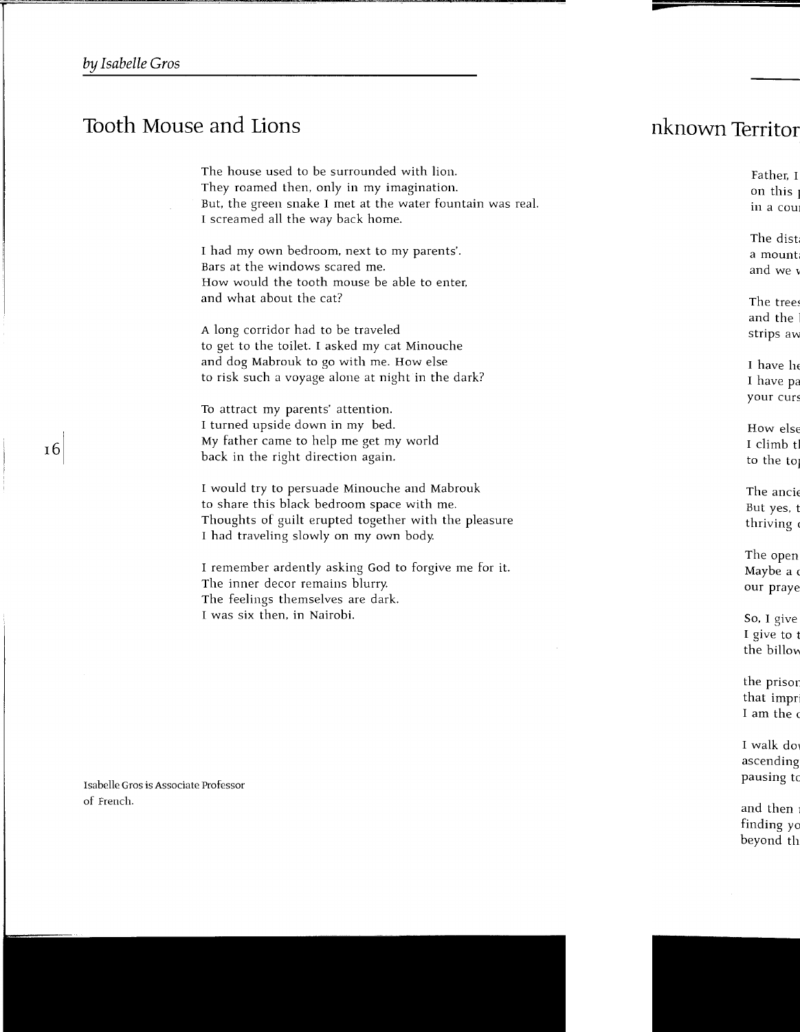*by Isabelle Gros*

## Tooth Mouse and Lions

The house used to be surrounded with lion.
They roamed then, only in my imagination.
But, the green snake I met at the water fountain was real.
I screamed all the way back home.

I had my own bedroom, next to my parents'.
Bars at the windows scared me.
How would the tooth mouse be able to enter,
and what about the cat?

A long corridor had to be traveled
to get to the toilet. I asked my cat Minouche
and dog Mabrouk to go with me. How else
to risk such a voyage alone at night in the dark?

To attract my parents' attention.
I turned upside down in my bed.
My father came to help me get my world
back in the right direction again.

I would try to persuade Minouche and Mabrouk
to share this black bedroom space with me.
Thoughts of guilt erupted together with the pleasure
I had traveling slowly on my own body.

I remember ardently asking God to forgive me for it.
The inner decor remains blurry.
The feelings themselves are dark.
I was six then, in Nairobi.

Isabelle Gros is Associate Professor of French.

## nknown Territor

Father, I
on this
in a cou

The dist
a mount
and we

The tree
and the
strips aw

I have h
I have pa
your curs

How else
I climb t
to the to

The ancie
But yes, t
thriving

The open
Maybe a
our praye

So, I give
I give to
the billow

the priso
that impr
I am the

I walk do
ascending
pausing t

and then
finding yo
beyond th